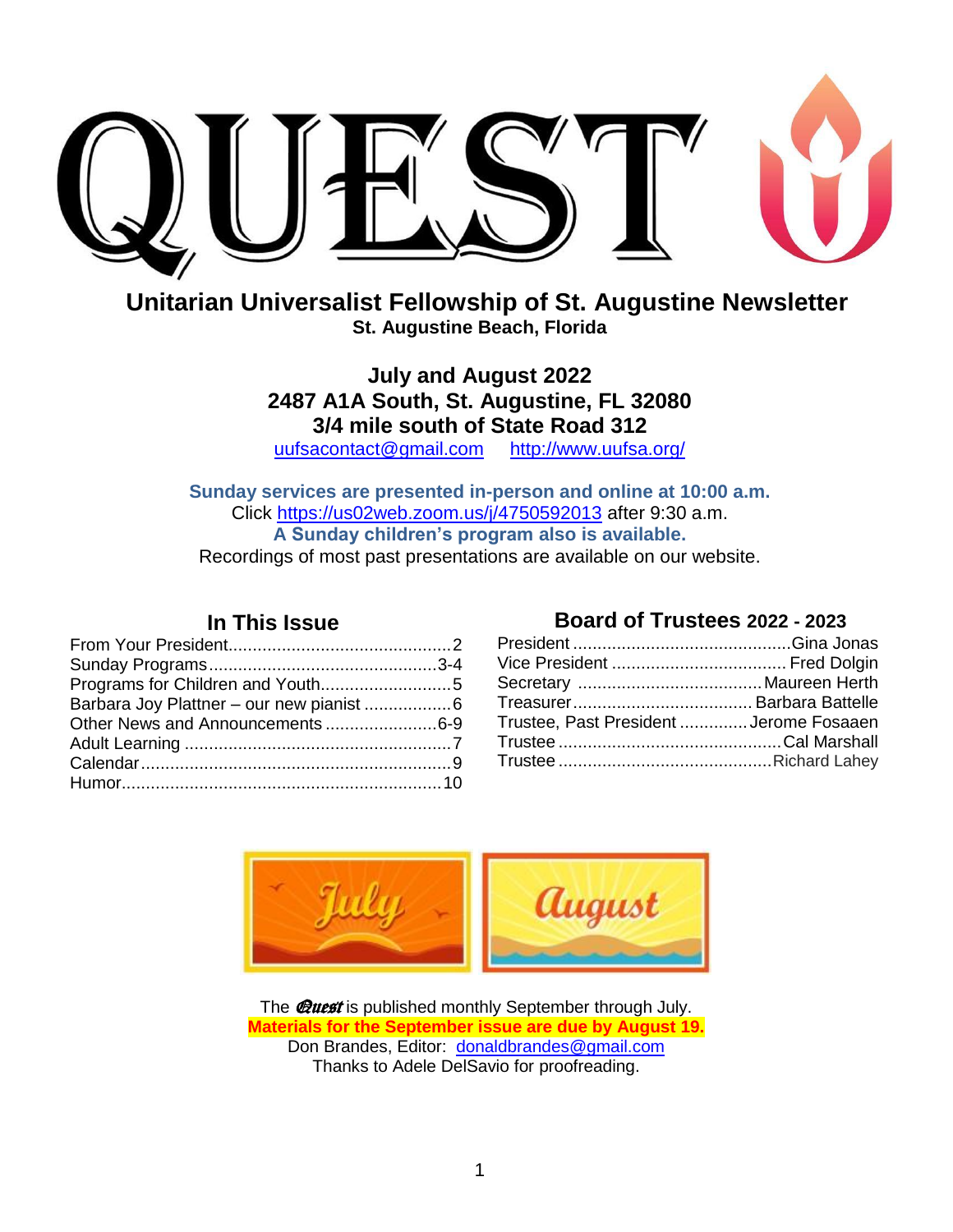# QUEST

## Unitarian Universalist Fellowship of St. Augustine Newsletter

**St. Augustine Beach, Florida**

**July and August 2022**
**2487 A1A South, St. Augustine, FL 32080**
**3/4 mile south of State Road 312**

uufsacontact@gmail.com     http://www.uufsa.org/

**Sunday services are presented in-person and online at 10:00 a.m.**
Click https://us02web.zoom.us/j/4750592013 after 9:30 a.m.
**A Sunday children's program also is available.**
Recordings of most past presentations are available on our website.

### In This Issue

| | |
|---|---|
| From Your President | 2 |
| Sunday Programs | 3-4 |
| Programs for Children and Youth | 5 |
| Barbara Joy Plattner – our new pianist | 6 |
| Other News and Announcements | 6-9 |
| Adult Learning | 7 |
| Calendar | 9 |
| Humor | 10 |

### Board of Trustees 2022 - 2023

| | |
|---|---|
| President | Gina Jonas |
| Vice President | Fred Dolgin |
| Secretary | Maureen Herth |
| Treasurer | Barbara Battelle |
| Trustee, Past President | Jerome Fosaaen |
| Trustee | Cal Marshall |
| Trustee | Richard Lahey |

July | August

The *Quest* is published monthly September through July.
**Materials for the September issue are due by August 19.**
Don Brandes, Editor: donaldbrandes@gmail.com
Thanks to Adele DelSavio for proofreading.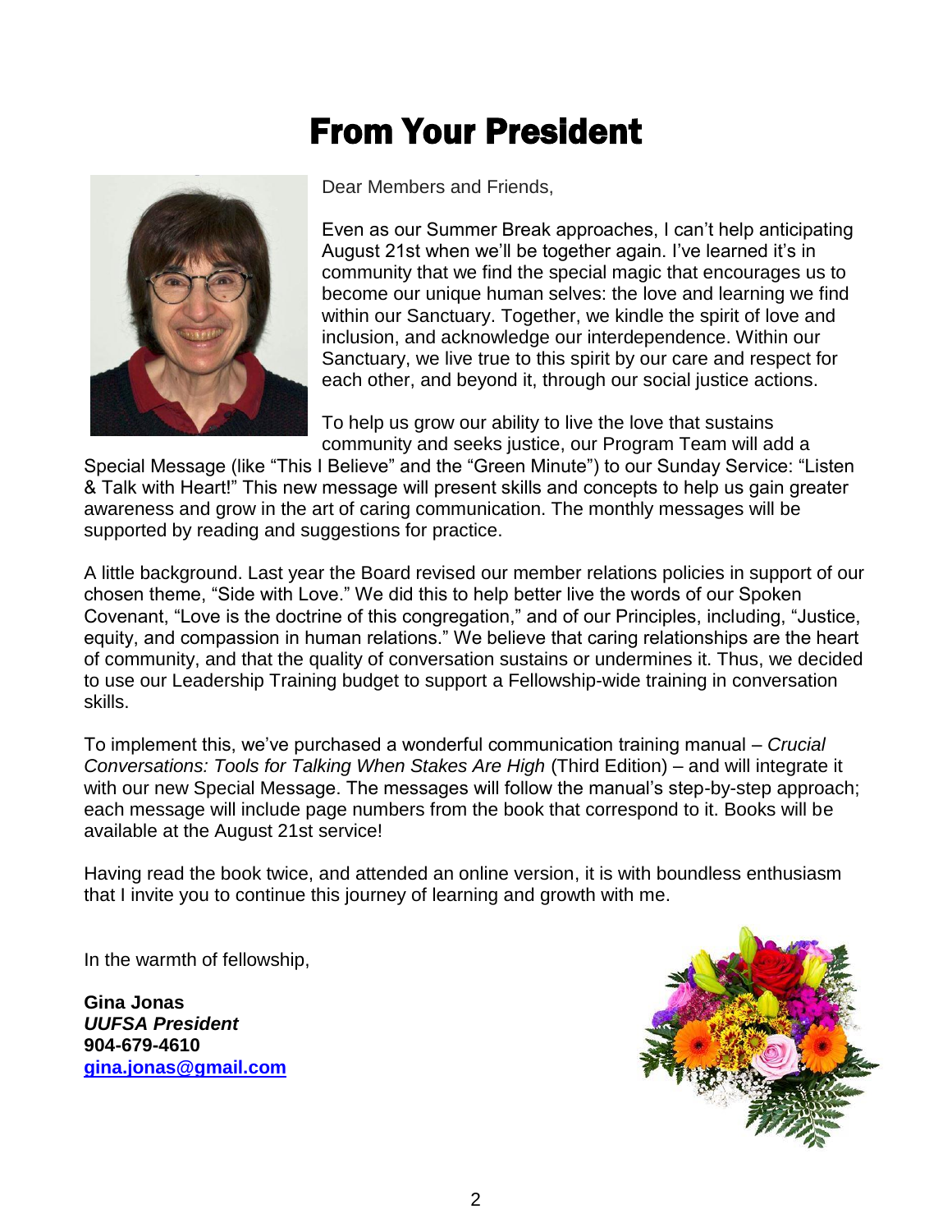# From Your President

Dear Members and Friends,

Even as our Summer Break approaches, I can't help anticipating August 21st when we'll be together again. I've learned it's in community that we find the special magic that encourages us to become our unique human selves: the love and learning we find within our Sanctuary. Together, we kindle the spirit of love and inclusion, and acknowledge our interdependence. Within our Sanctuary, we live true to this spirit by our care and respect for each other, and beyond it, through our social justice actions.

To help us grow our ability to live the love that sustains community and seeks justice, our Program Team will add a Special Message (like "This I Believe" and the "Green Minute") to our Sunday Service: "Listen & Talk with Heart!" This new message will present skills and concepts to help us gain greater awareness and grow in the art of caring communication. The monthly messages will be supported by reading and suggestions for practice.

A little background. Last year the Board revised our member relations policies in support of our chosen theme, "Side with Love." We did this to help better live the words of our Spoken Covenant, "Love is the doctrine of this congregation," and of our Principles, including, "Justice, equity, and compassion in human relations." We believe that caring relationships are the heart of community, and that the quality of conversation sustains or undermines it. Thus, we decided to use our Leadership Training budget to support a Fellowship-wide training in conversation skills.

To implement this, we've purchased a wonderful communication training manual – *Crucial Conversations: Tools for Talking When Stakes Are High* (Third Edition) – and will integrate it with our new Special Message. The messages will follow the manual's step-by-step approach; each message will include page numbers from the book that correspond to it. Books will be available at the August 21st service!

Having read the book twice, and attended an online version, it is with boundless enthusiasm that I invite you to continue this journey of learning and growth with me.

In the warmth of fellowship,

**Gina Jonas**
***UUFSA President***
**904-679-4610**
**gina.jonas@gmail.com**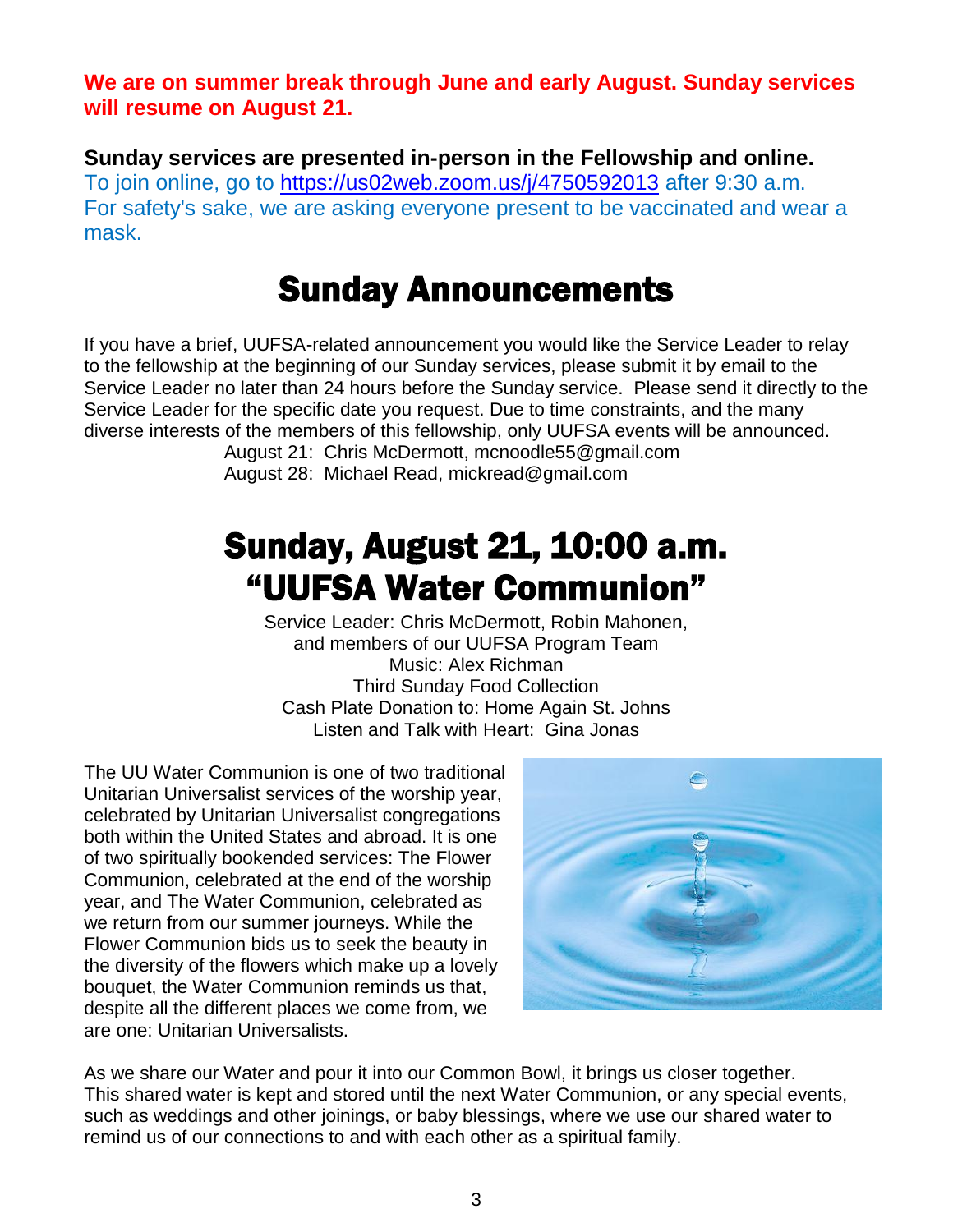**We are on summer break through June and early August. Sunday services will resume on August 21.**

**Sunday services are presented in-person in the Fellowship and online.**
To join online, go to https://us02web.zoom.us/j/4750592013 after 9:30 a.m.
For safety's sake, we are asking everyone present to be vaccinated and wear a mask.

# Sunday Announcements

If you have a brief, UUFSA-related announcement you would like the Service Leader to relay to the fellowship at the beginning of our Sunday services, please submit it by email to the Service Leader no later than 24 hours before the Sunday service. Please send it directly to the Service Leader for the specific date you request. Due to time constraints, and the many diverse interests of the members of this fellowship, only UUFSA events will be announced.

August 21: Chris McDermott, mcnoodle55@gmail.com
August 28: Michael Read, mickread@gmail.com

# Sunday, August 21, 10:00 a.m.
# "UUFSA Water Communion"

Service Leader: Chris McDermott, Robin Mahonen, and members of our UUFSA Program Team
Music: Alex Richman
Third Sunday Food Collection
Cash Plate Donation to: Home Again St. Johns
Listen and Talk with Heart: Gina Jonas

The UU Water Communion is one of two traditional Unitarian Universalist services of the worship year, celebrated by Unitarian Universalist congregations both within the United States and abroad. It is one of two spiritually bookended services: The Flower Communion, celebrated at the end of the worship year, and The Water Communion, celebrated as we return from our summer journeys. While the Flower Communion bids us to seek the beauty in the diversity of the flowers which make up a lovely bouquet, the Water Communion reminds us that, despite all the different places we come from, we are one: Unitarian Universalists.

As we share our Water and pour it into our Common Bowl, it brings us closer together. This shared water is kept and stored until the next Water Communion, or any special events, such as weddings and other joinings, or baby blessings, where we use our shared water to remind us of our connections to and with each other as a spiritual family.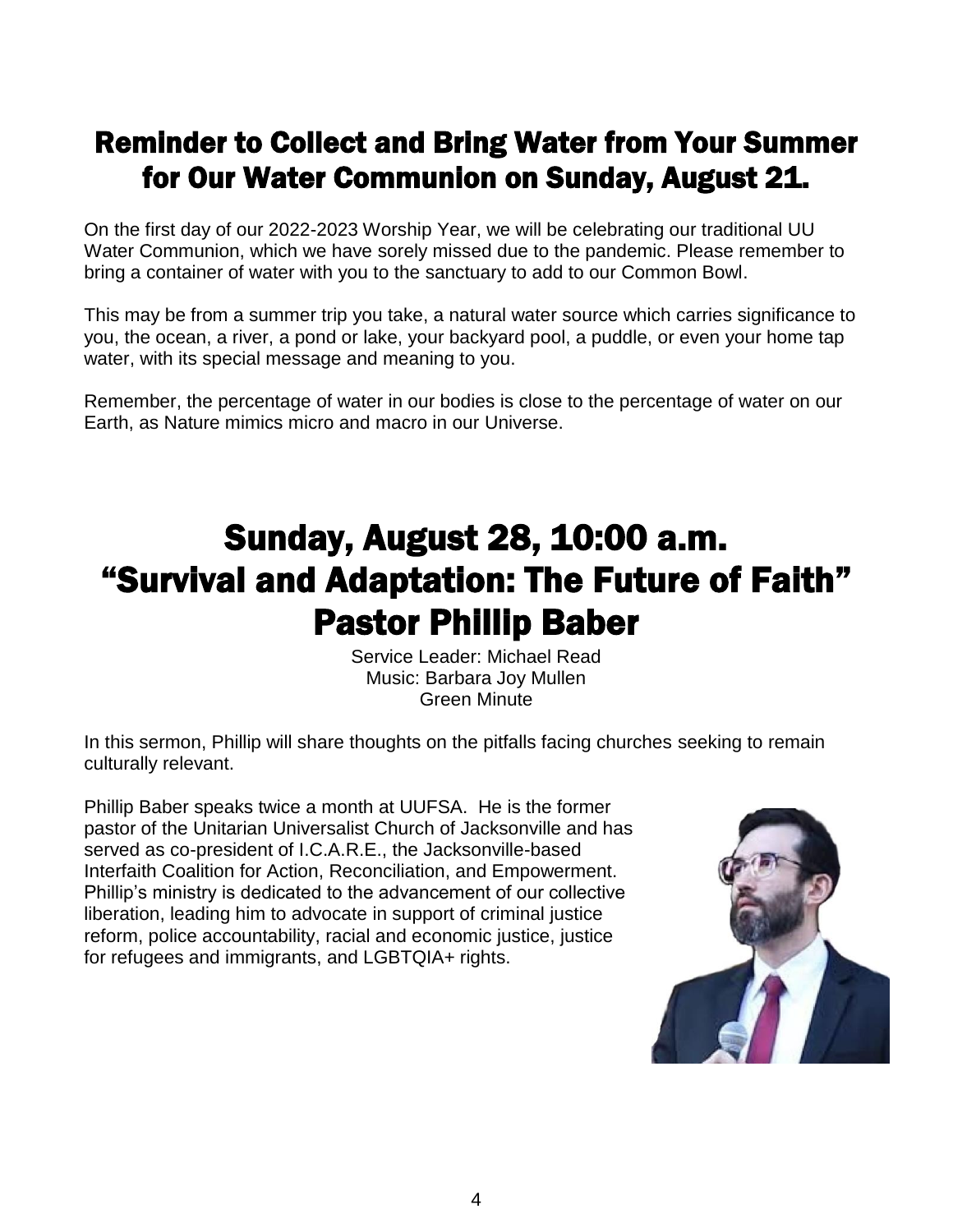## Reminder to Collect and Bring Water from Your Summer for Our Water Communion on Sunday, August 21.

On the first day of our 2022-2023 Worship Year, we will be celebrating our traditional UU Water Communion, which we have sorely missed due to the pandemic. Please remember to bring a container of water with you to the sanctuary to add to our Common Bowl.

This may be from a summer trip you take, a natural water source which carries significance to you, the ocean, a river, a pond or lake, your backyard pool, a puddle, or even your home tap water, with its special message and meaning to you.

Remember, the percentage of water in our bodies is close to the percentage of water on our Earth, as Nature mimics micro and macro in our Universe.

# Sunday, August 28, 10:00 a.m.
# "Survival and Adaptation: The Future of Faith"
# Pastor Phillip Baber

Service Leader: Michael Read
Music: Barbara Joy Mullen
Green Minute

In this sermon, Phillip will share thoughts on the pitfalls facing churches seeking to remain culturally relevant.

Phillip Baber speaks twice a month at UUFSA. He is the former pastor of the Unitarian Universalist Church of Jacksonville and has served as co-president of I.C.A.R.E., the Jacksonville-based Interfaith Coalition for Action, Reconciliation, and Empowerment. Phillip's ministry is dedicated to the advancement of our collective liberation, leading him to advocate in support of criminal justice reform, police accountability, racial and economic justice, justice for refugees and immigrants, and LGBTQIA+ rights.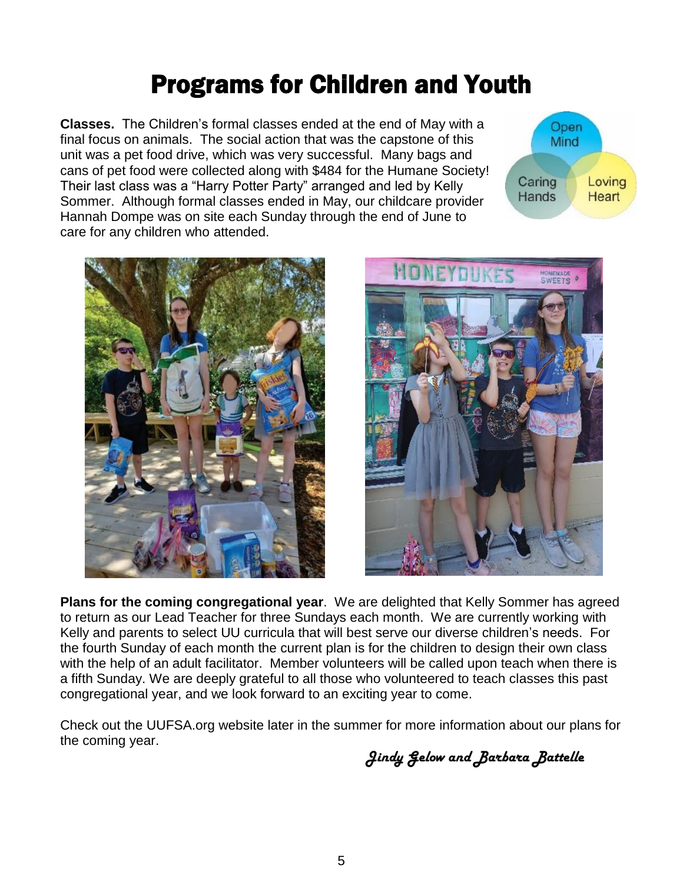# Programs for Children and Youth

**Classes.** The Children's formal classes ended at the end of May with a final focus on animals. The social action that was the capstone of this unit was a pet food drive, which was very successful. Many bags and cans of pet food were collected along with $484 for the Humane Society! Their last class was a "Harry Potter Party" arranged and led by Kelly Sommer. Although formal classes ended in May, our childcare provider Hannah Dompe was on site each Sunday through the end of June to care for any children who attended.

**Plans for the coming congregational year**. We are delighted that Kelly Sommer has agreed to return as our Lead Teacher for three Sundays each month. We are currently working with Kelly and parents to select UU curricula that will best serve our diverse children's needs. For the fourth Sunday of each month the current plan is for the children to design their own class with the help of an adult facilitator. Member volunteers will be called upon teach when there is a fifth Sunday. We are deeply grateful to all those who volunteered to teach classes this past congregational year, and we look forward to an exciting year to come.

Check out the UUFSA.org website later in the summer for more information about our plans for the coming year.

*Jindy Gelow and Barbara Battelle*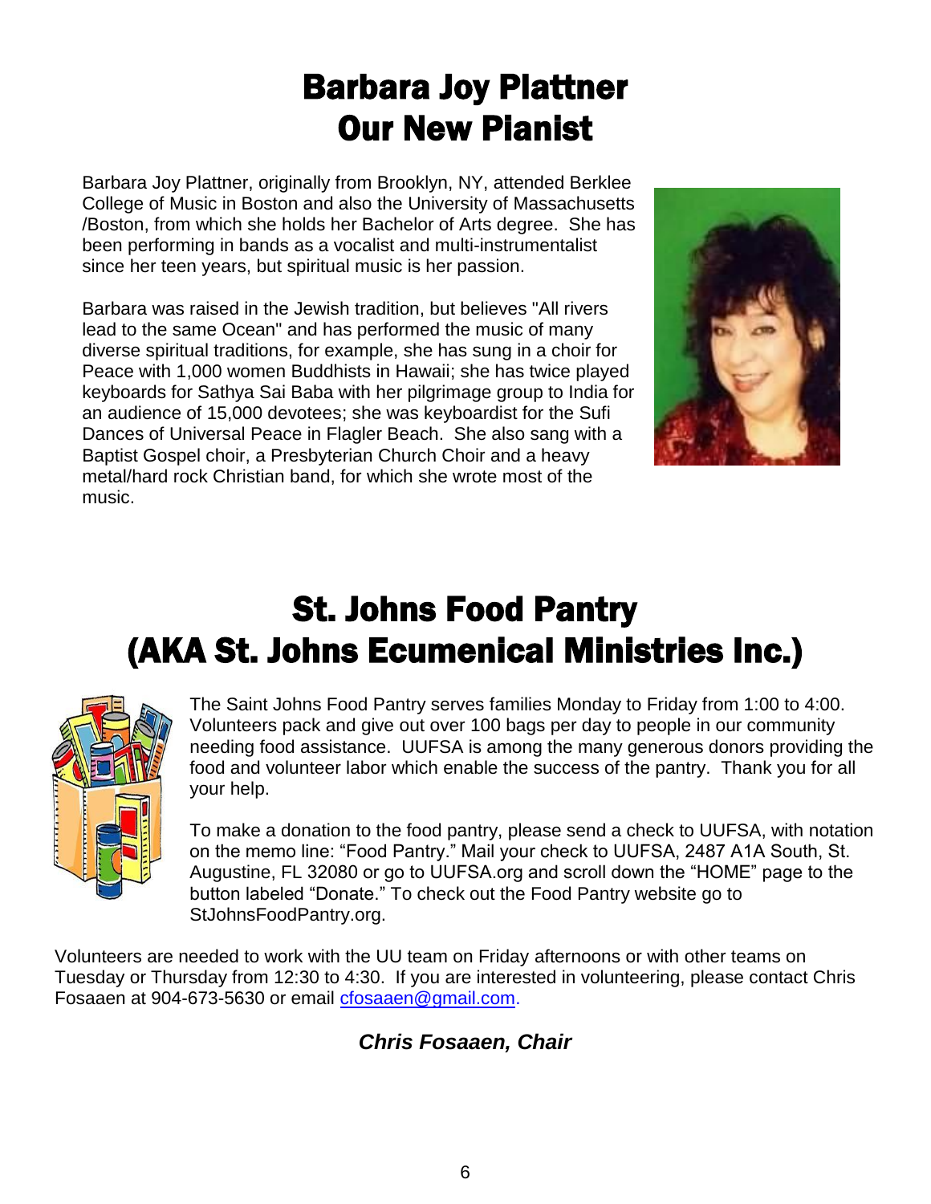# Barbara Joy Plattner
# Our New Pianist

Barbara Joy Plattner, originally from Brooklyn, NY, attended Berklee College of Music in Boston and also the University of Massachusetts /Boston, from which she holds her Bachelor of Arts degree. She has been performing in bands as a vocalist and multi-instrumentalist since her teen years, but spiritual music is her passion.

Barbara was raised in the Jewish tradition, but believes "All rivers lead to the same Ocean" and has performed the music of many diverse spiritual traditions, for example, she has sung in a choir for Peace with 1,000 women Buddhists in Hawaii; she has twice played keyboards for Sathya Sai Baba with her pilgrimage group to India for an audience of 15,000 devotees; she was keyboardist for the Sufi Dances of Universal Peace in Flagler Beach. She also sang with a Baptist Gospel choir, a Presbyterian Church Choir and a heavy metal/hard rock Christian band, for which she wrote most of the music.

# St. Johns Food Pantry
# (AKA St. Johns Ecumenical Ministries Inc.)

The Saint Johns Food Pantry serves families Monday to Friday from 1:00 to 4:00. Volunteers pack and give out over 100 bags per day to people in our community needing food assistance. UUFSA is among the many generous donors providing the food and volunteer labor which enable the success of the pantry. Thank you for all your help.

To make a donation to the food pantry, please send a check to UUFSA, with notation on the memo line: "Food Pantry." Mail your check to UUFSA, 2487 A1A South, St. Augustine, FL 32080 or go to UUFSA.org and scroll down the "HOME" page to the button labeled "Donate." To check out the Food Pantry website go to StJohnsFoodPantry.org.

Volunteers are needed to work with the UU team on Friday afternoons or with other teams on Tuesday or Thursday from 12:30 to 4:30. If you are interested in volunteering, please contact Chris Fosaaen at 904-673-5630 or email cfosaaen@gmail.com.

***Chris Fosaaen, Chair***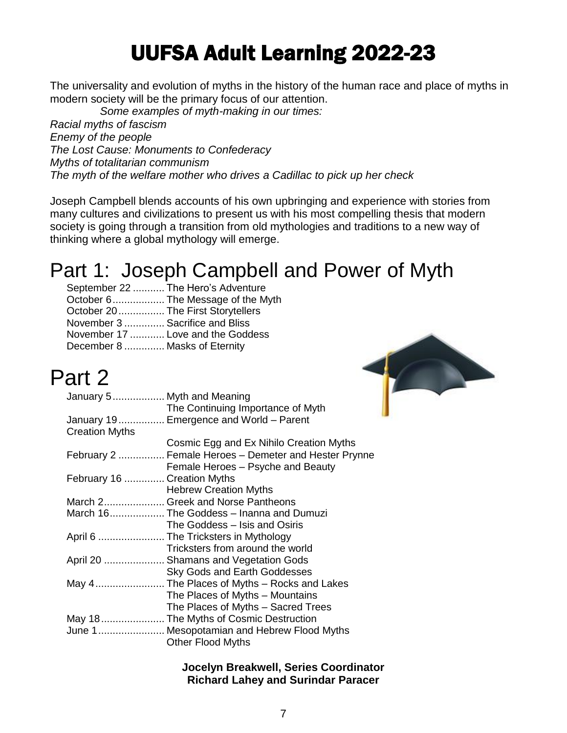# UUFSA Adult Learning 2022-23

The universality and evolution of myths in the history of the human race and place of myths in modern society will be the primary focus of our attention.

*Some examples of myth-making in our times:*

*Racial myths of fascism*
*Enemy of the people*
*The Lost Cause: Monuments to Confederacy*
*Myths of totalitarian communism*
*The myth of the welfare mother who drives a Cadillac to pick up her check*

Joseph Campbell blends accounts of his own upbringing and experience with stories from many cultures and civilizations to present us with his most compelling thesis that modern society is going through a transition from old mythologies and traditions to a new way of thinking where a global mythology will emerge.

## Part 1: Joseph Campbell and Power of Myth

September 22 ........... The Hero's Adventure
October 6 .................. The Message of the Myth
October 20 ................ The First Storytellers
November 3 .............. Sacrifice and Bliss
November 17 ............ Love and the Goddess
December 8 .............. Masks of Eternity

## Part 2

January 5 .................. Myth and Meaning
The Continuing Importance of Myth
January 19 ................ Emergence and World – Parent Creation Myths
Cosmic Egg and Ex Nihilo Creation Myths
February 2 ................ Female Heroes – Demeter and Hester Prynne
Female Heroes – Psyche and Beauty
February 16 .............. Creation Myths
Hebrew Creation Myths
March 2 ..................... Greek and Norse Pantheons
March 16 ................... The Goddess – Inanna and Dumuzi
The Goddess – Isis and Osiris
April 6 ....................... The Tricksters in Mythology
Tricksters from around the world
April 20 ..................... Shamans and Vegetation Gods
Sky Gods and Earth Goddesses
May 4 ........................ The Places of Myths – Rocks and Lakes
The Places of Myths – Mountains
The Places of Myths – Sacred Trees
May 18 ...................... The Myths of Cosmic Destruction
June 1 ....................... Mesopotamian and Hebrew Flood Myths
Other Flood Myths

**Jocelyn Breakwell, Series Coordinator**
**Richard Lahey and Surindar Paracer**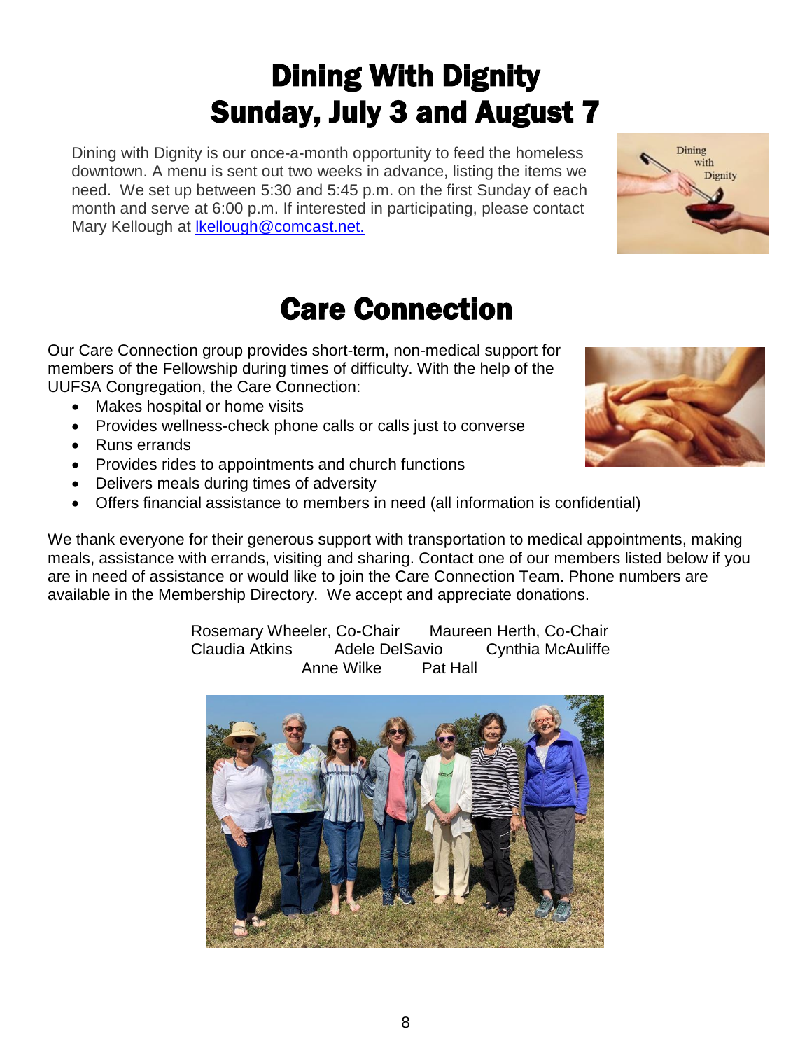# Dining With Dignity
# Sunday, July 3 and August 7

Dining with Dignity is our once-a-month opportunity to feed the homeless downtown. A menu is sent out two weeks in advance, listing the items we need. We set up between 5:30 and 5:45 p.m. on the first Sunday of each month and serve at 6:00 p.m. If interested in participating, please contact Mary Kellough at lkellough@comcast.net.

# Care Connection

Our Care Connection group provides short-term, non-medical support for members of the Fellowship during times of difficulty. With the help of the UUFSA Congregation, the Care Connection:

- Makes hospital or home visits
- Provides wellness-check phone calls or calls just to converse
- Runs errands
- Provides rides to appointments and church functions
- Delivers meals during times of adversity
- Offers financial assistance to members in need (all information is confidential)

We thank everyone for their generous support with transportation to medical appointments, making meals, assistance with errands, visiting and sharing. Contact one of our members listed below if you are in need of assistance or would like to join the Care Connection Team. Phone numbers are available in the Membership Directory. We accept and appreciate donations.

Rosemary Wheeler, Co-Chair     Maureen Herth, Co-Chair
Claudia Atkins     Adele DelSavio     Cynthia McAuliffe
Anne Wilke     Pat Hall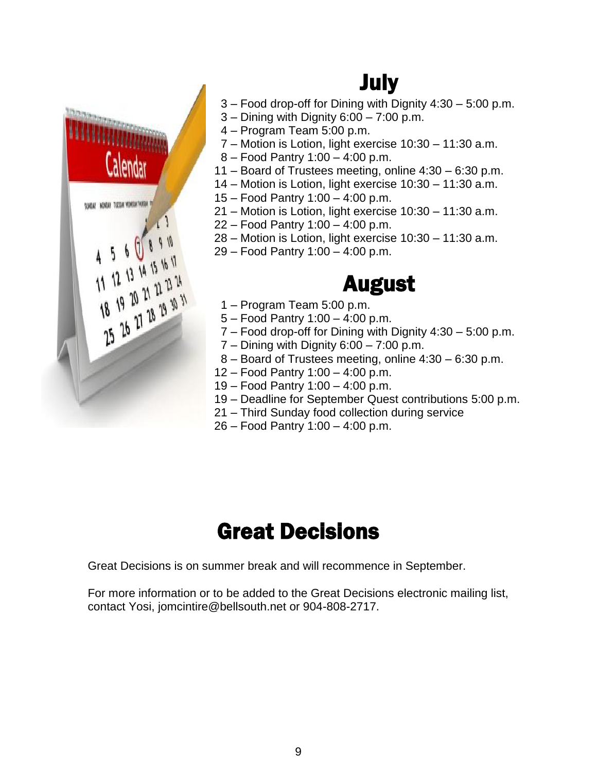## July

- 3 – Food drop-off for Dining with Dignity 4:30 – 5:00 p.m.
- 3 – Dining with Dignity 6:00 – 7:00 p.m.
- 4 – Program Team 5:00 p.m.
- 7 – Motion is Lotion, light exercise 10:30 – 11:30 a.m.
- 8 – Food Pantry 1:00 – 4:00 p.m.
- 11 – Board of Trustees meeting, online 4:30 – 6:30 p.m.
- 14 – Motion is Lotion, light exercise 10:30 – 11:30 a.m.
- 15 – Food Pantry 1:00 – 4:00 p.m.
- 21 – Motion is Lotion, light exercise 10:30 – 11:30 a.m.
- 22 – Food Pantry 1:00 – 4:00 p.m.
- 28 – Motion is Lotion, light exercise 10:30 – 11:30 a.m.
- 29 – Food Pantry 1:00 – 4:00 p.m.

## August

- 1 – Program Team 5:00 p.m.
- 5 – Food Pantry 1:00 – 4:00 p.m.
- 7 – Food drop-off for Dining with Dignity 4:30 – 5:00 p.m.
- 7 – Dining with Dignity 6:00 – 7:00 p.m.
- 8 – Board of Trustees meeting, online 4:30 – 6:30 p.m.
- 12 – Food Pantry 1:00 – 4:00 p.m.
- 19 – Food Pantry 1:00 – 4:00 p.m.
- 19 – Deadline for September Quest contributions 5:00 p.m.
- 21 – Third Sunday food collection during service
- 26 – Food Pantry 1:00 – 4:00 p.m.

# Great Decisions

Great Decisions is on summer break and will recommence in September.

For more information or to be added to the Great Decisions electronic mailing list, contact Yosi, jomcintire@bellsouth.net or 904-808-2717.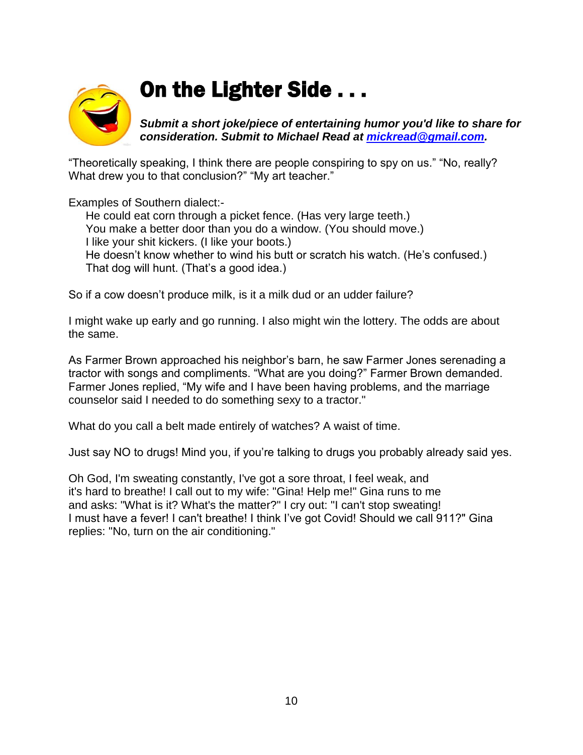# On the Lighter Side . . .

***Submit a short joke/piece of entertaining humor you'd like to share for consideration. Submit to Michael Read at [mickread@gmail.com](mailto:mickread@gmail.com).***

“Theoretically speaking, I think there are people conspiring to spy on us.” “No, really? What drew you to that conclusion?” “My art teacher.”

Examples of Southern dialect:-

He could eat corn through a picket fence. (Has very large teeth.)
You make a better door than you do a window. (You should move.)
I like your shit kickers. (I like your boots.)
He doesn’t know whether to wind his butt or scratch his watch. (He’s confused.)
That dog will hunt. (That’s a good idea.)

So if a cow doesn’t produce milk, is it a milk dud or an udder failure?

I might wake up early and go running. I also might win the lottery. The odds are about the same.

As Farmer Brown approached his neighbor’s barn, he saw Farmer Jones serenading a tractor with songs and compliments. “What are you doing?” Farmer Brown demanded. Farmer Jones replied, “My wife and I have been having problems, and the marriage counselor said I needed to do something sexy to a tractor."

What do you call a belt made entirely of watches? A waist of time.

Just say NO to drugs! Mind you, if you’re talking to drugs you probably already said yes.

Oh God, I'm sweating constantly, I've got a sore throat, I feel weak, and it's hard to breathe! I call out to my wife: "Gina! Help me!" Gina runs to me and asks: "What is it? What's the matter?" I cry out: "I can't stop sweating! I must have a fever! I can't breathe! I think I’ve got Covid! Should we call 911?" Gina replies: "No, turn on the air conditioning."